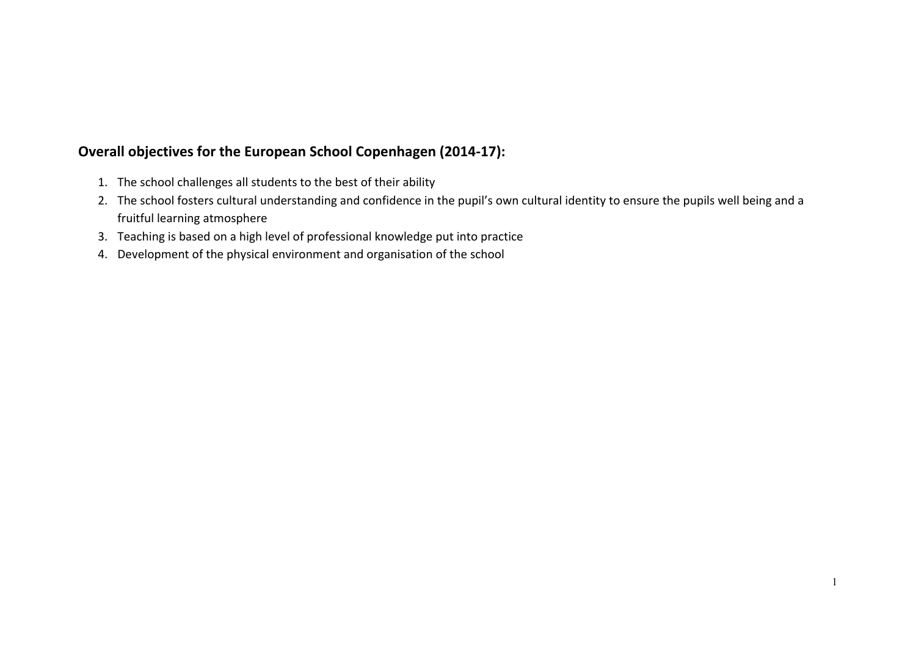## Overall objectives for the European School Copenhagen (2014-17):

1. The school challenges all students to the best of their ability
2. The school fosters cultural understanding and confidence in the pupil's own cultural identity to ensure the pupils well being and a fruitful learning atmosphere
3. Teaching is based on a high level of professional knowledge put into practice
4. Development of the physical environment and organisation of the school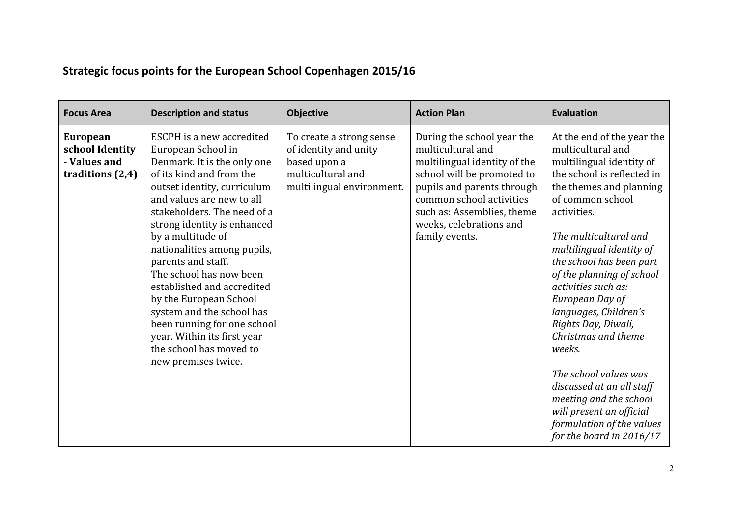## Strategic focus points for the European School Copenhagen 2015/16

| Focus Area | Description and status | Objective | Action Plan | Evaluation |
|---|---|---|---|---|
| **European school Identity - Values and traditions (2,4)** | ESCPH is a new accredited European School in Denmark. It is the only one of its kind and from the outset identity, curriculum and values are new to all stakeholders. The need of a strong identity is enhanced by a multitude of nationalities among pupils, parents and staff.<br>The school has now been established and accredited by the European School system and the school has been running for one school year. Within its first year the school has moved to new premises twice. | To create a strong sense of identity and unity based upon a multicultural and multilingual environment. | During the school year the multicultural and multilingual identity of the school will be promoted to pupils and parents through common school activities such as: Assemblies, theme weeks, celebrations and family events. | At the end of the year the multicultural and multilingual identity of the school is reflected in the themes and planning of common school activities.<br><br>*The multicultural and multilingual identity of the school has been part of the planning of school activities such as: European Day of languages, Children's Rights Day, Diwali, Christmas and theme weeks.*<br><br>*The school values was discussed at an all staff meeting and the school will present an official formulation of the values for the board in 2016/17* |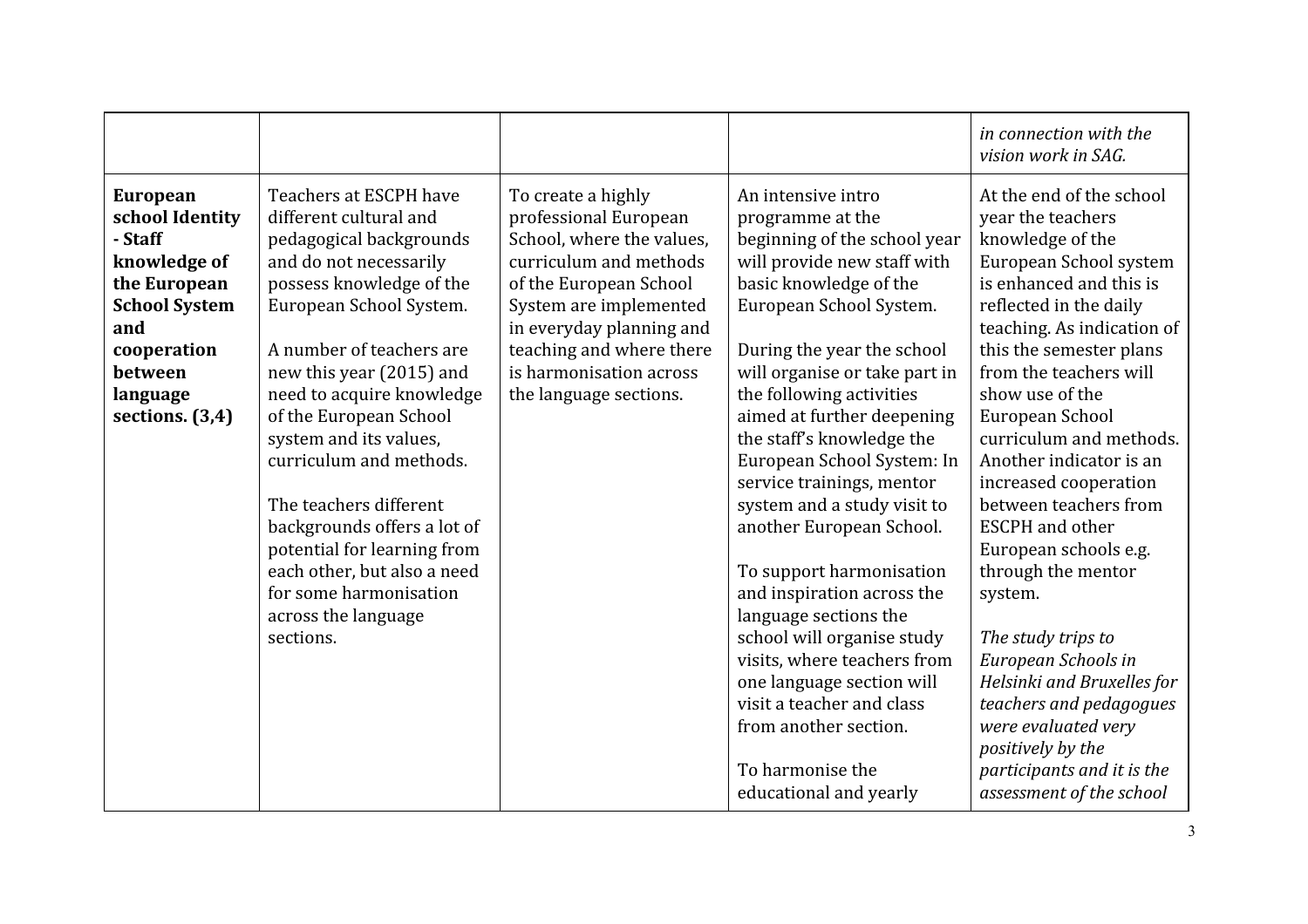| | | | | |
|---|---|---|---|---|
| | | | | *in connection with the vision work in SAG.* |
| **European school Identity - Staff knowledge of the European School System and cooperation between language sections. (3,4)** | Teachers at ESCPH have different cultural and pedagogical backgrounds and do not necessarily possess knowledge of the European School System.<br><br>A number of teachers are new this year (2015) and need to acquire knowledge of the European School system and its values, curriculum and methods.<br><br>The teachers different backgrounds offers a lot of potential for learning from each other, but also a need for some harmonisation across the language sections. | To create a highly professional European School, where the values, curriculum and methods of the European School System are implemented in everyday planning and teaching and where there is harmonisation across the language sections. | An intensive intro programme at the beginning of the school year will provide new staff with basic knowledge of the European School System.<br><br>During the year the school will organise or take part in the following activities aimed at further deepening the staff's knowledge the European School System: In service trainings, mentor system and a study visit to another European School.<br><br>To support harmonisation and inspiration across the language sections the school will organise study visits, where teachers from one language section will visit a teacher and class from another section.<br><br>To harmonise the educational and yearly | At the end of the school year the teachers knowledge of the European School system is enhanced and this is reflected in the daily teaching. As indication of this the semester plans from the teachers will show use of the European School curriculum and methods. Another indicator is an increased cooperation between teachers from ESCPH and other European schools e.g. through the mentor system.<br><br>*The study trips to European Schools in Helsinki and Bruxelles for teachers and pedagogues were evaluated very positively by the participants and it is the assessment of the school* |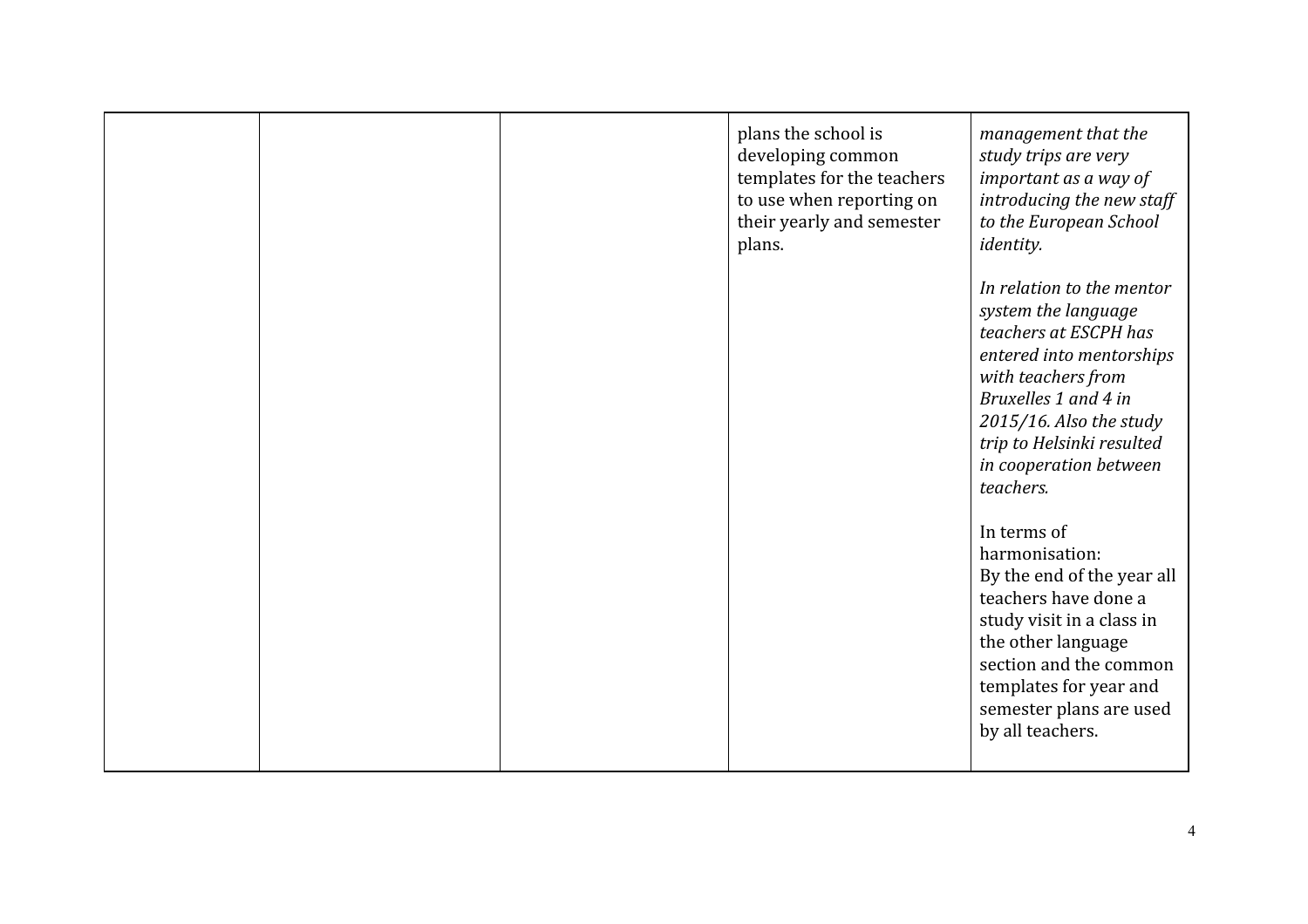| | | | | |
|---|---|---|---|---|
| | | | plans the school is developing common templates for the teachers to use when reporting on their yearly and semester plans. | *management that the study trips are very important as a way of introducing the new staff to the European School identity.*<br><br>*In relation to the mentor system the language teachers at ESCPH has entered into mentorships with teachers from Bruxelles 1 and 4 in 2015/16. Also the study trip to Helsinki resulted in cooperation between teachers.*<br><br>In terms of harmonisation:<br>By the end of the year all teachers have done a study visit in a class in the other language section and the common templates for year and semester plans are used by all teachers. |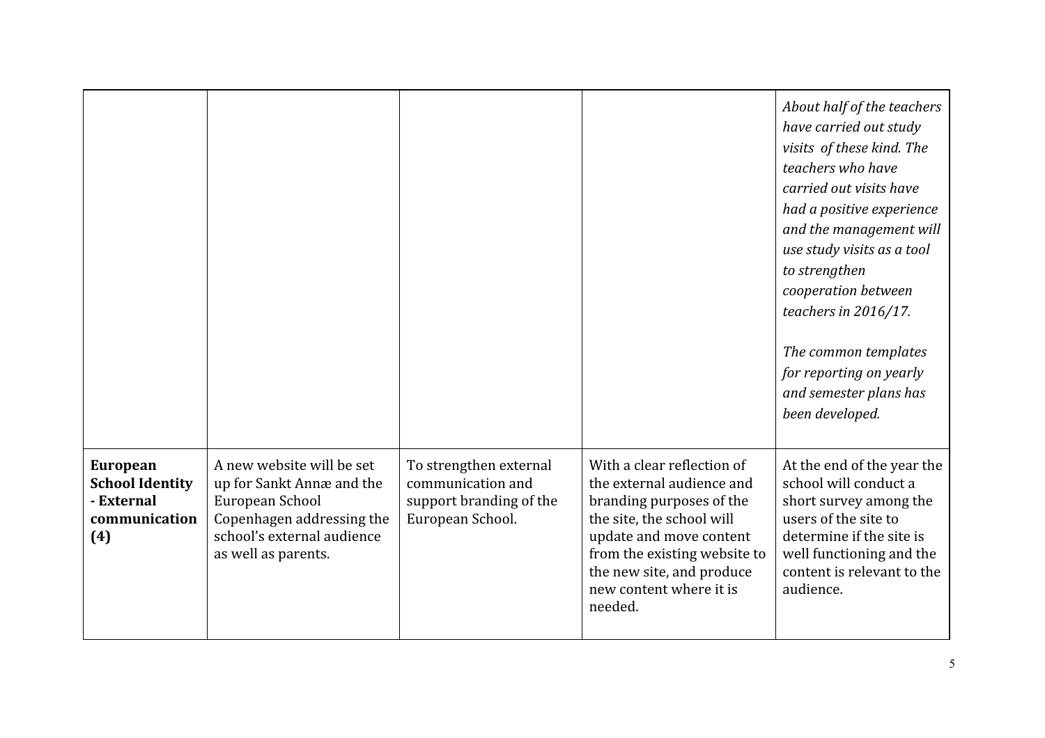| | | | | |
|---|---|---|---|---|
| | | | | *About half of the teachers have carried out study visits of these kind. The teachers who have carried out visits have had a positive experience and the management will use study visits as a tool to strengthen cooperation between teachers in 2016/17.*<br><br>*The common templates for reporting on yearly and semester plans has been developed.* |
| **European School Identity - External communication (4)** | A new website will be set up for Sankt Annæ and the European School Copenhagen addressing the school's external audience as well as parents. | To strengthen external communication and support branding of the European School. | With a clear reflection of the external audience and branding purposes of the site, the school will update and move content from the existing website to the new site, and produce new content where it is needed. | At the end of the year the school will conduct a short survey among the users of the site to determine if the site is well functioning and the content is relevant to the audience. |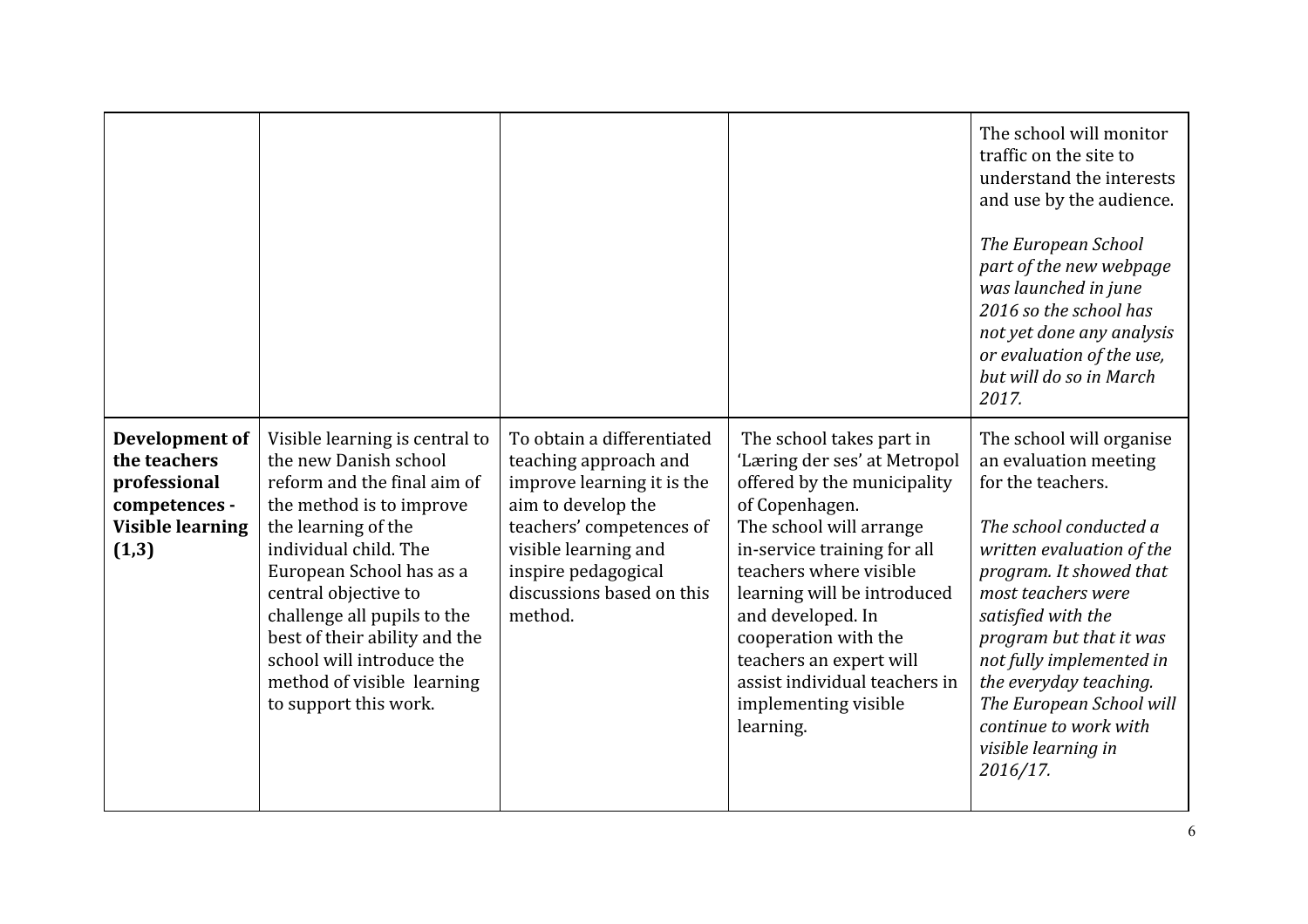| | | | | |
|---|---|---|---|---|
| | | | | The school will monitor traffic on the site to understand the interests and use by the audience.<br><br>*The European School part of the new webpage was launched in june 2016 so the school has not yet done any analysis or evaluation of the use, but will do so in March 2017.* |
| **Development of the teachers professional competences - Visible learning (1,3)** | Visible learning is central to the new Danish school reform and the final aim of the method is to improve the learning of the individual child. The European School has as a central objective to challenge all pupils to the best of their ability and the school will introduce the method of visible learning to support this work. | To obtain a differentiated teaching approach and improve learning it is the aim to develop the teachers' competences of visible learning and inspire pedagogical discussions based on this method. | The school takes part in 'Læring der ses' at Metropol offered by the municipality of Copenhagen.<br>The school will arrange in-service training for all teachers where visible learning will be introduced and developed. In cooperation with the teachers an expert will assist individual teachers in implementing visible learning. | The school will organise an evaluation meeting for the teachers.<br><br>*The school conducted a written evaluation of the program. It showed that most teachers were satisfied with the program but that it was not fully implemented in the everyday teaching. The European School will continue to work with visible learning in 2016/17.* |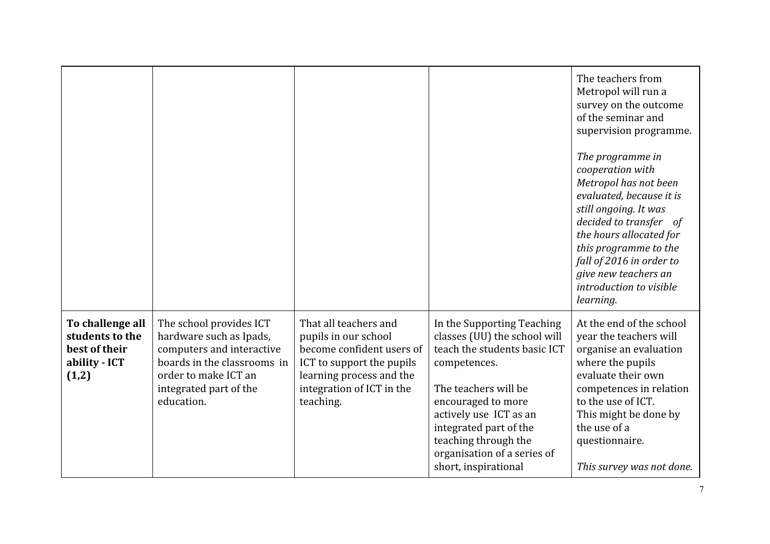| | | | | |
|---|---|---|---|---|
| | | | | The teachers from Metropol will run a survey on the outcome of the seminar and supervision programme.<br><br>*The programme in cooperation with Metropol has not been evaluated, because it is still ongoing. It was decided to transfer of the hours allocated for this programme to the fall of 2016 in order to give new teachers an introduction to visible learning.* |
| **To challenge all students to the best of their ability - ICT (1,2)** | The school provides ICT hardware such as Ipads, computers and interactive boards in the classrooms in order to make ICT an integrated part of the education. | That all teachers and pupils in our school become confident users of ICT to support the pupils learning process and the integration of ICT in the teaching. | In the Supporting Teaching classes (UU) the school will teach the students basic ICT competences.<br><br>The teachers will be encouraged to more actively use ICT as an integrated part of the teaching through the organisation of a series of short, inspirational | At the end of the school year the teachers will organise an evaluation where the pupils evaluate their own competences in relation to the use of ICT. This might be done by the use of a questionnaire.<br><br>*This survey was not done.* |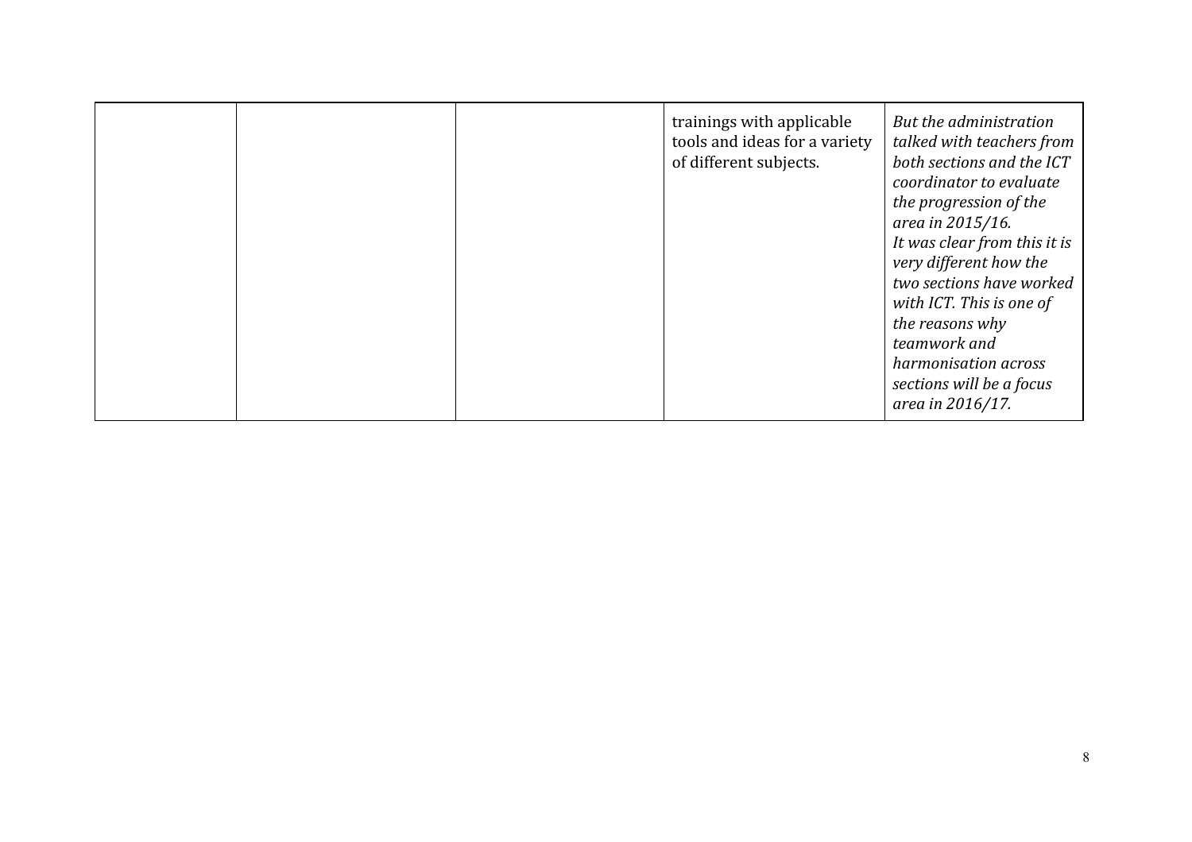| | | | | |
|---|---|---|---|---|
| | | | trainings with applicable tools and ideas for a variety of different subjects. | *But the administration talked with teachers from both sections and the ICT coordinator to evaluate the progression of the area in 2015/16.* *It was clear from this it is very different how the two sections have worked with ICT. This is one of the reasons why teamwork and harmonisation across sections will be a focus area in 2016/17.* |